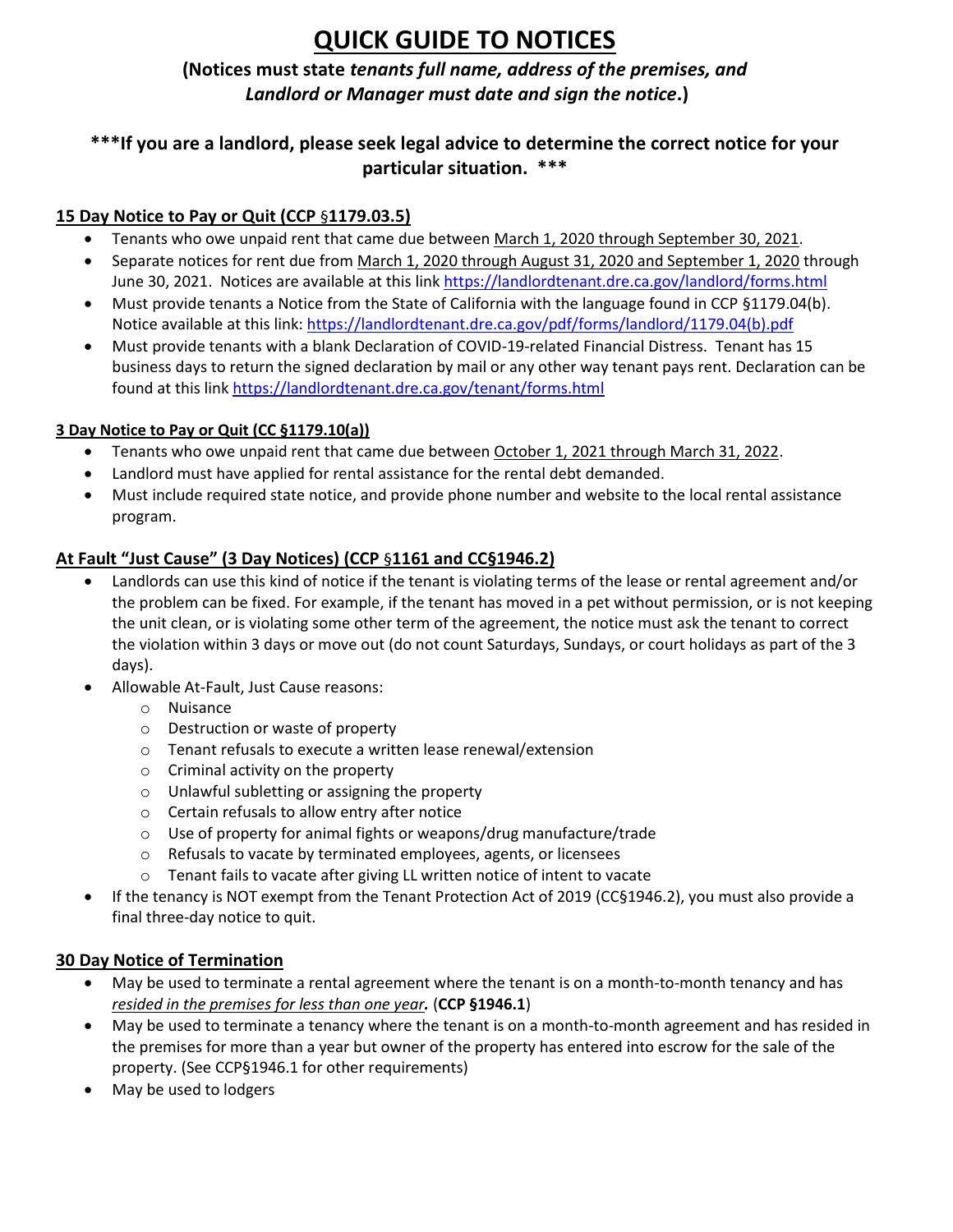# QUICK GUIDE TO NOTICES

**(Notices must state *tenants full name, address of the premises, and Landlord or Manager must date and sign the notice*.)**

**\*\*\*If you are a landlord, please seek legal advice to determine the correct notice for your particular situation. \*\*\***

## 15 Day Notice to Pay or Quit (CCP §1179.03.5)

- Tenants who owe unpaid rent that came due between March 1, 2020 through September 30, 2021.
- Separate notices for rent due from March 1, 2020 through August 31, 2020 and September 1, 2020 through June 30, 2021. Notices are available at this link https://landlordtenant.dre.ca.gov/landlord/forms.html
- Must provide tenants a Notice from the State of California with the language found in CCP §1179.04(b). Notice available at this link: https://landlordtenant.dre.ca.gov/pdf/forms/landlord/1179.04(b).pdf
- Must provide tenants with a blank Declaration of COVID-19-related Financial Distress. Tenant has 15 business days to return the signed declaration by mail or any other way tenant pays rent. Declaration can be found at this link https://landlordtenant.dre.ca.gov/tenant/forms.html

## 3 Day Notice to Pay or Quit (CC §1179.10(a))

- Tenants who owe unpaid rent that came due between October 1, 2021 through March 31, 2022.
- Landlord must have applied for rental assistance for the rental debt demanded.
- Must include required state notice, and provide phone number and website to the local rental assistance program.

## At Fault "Just Cause" (3 Day Notices) (CCP §1161 and CC§1946.2)

- Landlords can use this kind of notice if the tenant is violating terms of the lease or rental agreement and/or the problem can be fixed. For example, if the tenant has moved in a pet without permission, or is not keeping the unit clean, or is violating some other term of the agreement, the notice must ask the tenant to correct the violation within 3 days or move out (do not count Saturdays, Sundays, or court holidays as part of the 3 days).
- Allowable At-Fault, Just Cause reasons:
  - Nuisance
  - Destruction or waste of property
  - Tenant refusals to execute a written lease renewal/extension
  - Criminal activity on the property
  - Unlawful subletting or assigning the property
  - Certain refusals to allow entry after notice
  - Use of property for animal fights or weapons/drug manufacture/trade
  - Refusals to vacate by terminated employees, agents, or licensees
  - Tenant fails to vacate after giving LL written notice of intent to vacate
- If the tenancy is NOT exempt from the Tenant Protection Act of 2019 (CC§1946.2), you must also provide a final three-day notice to quit.

## 30 Day Notice of Termination

- May be used to terminate a rental agreement where the tenant is on a month-to-month tenancy and has *resided in the premises for less than one year.* (**CCP §1946.1**)
- May be used to terminate a tenancy where the tenant is on a month-to-month agreement and has resided in the premises for more than a year but owner of the property has entered into escrow for the sale of the property. (See CCP§1946.1 for other requirements)
- May be used to lodgers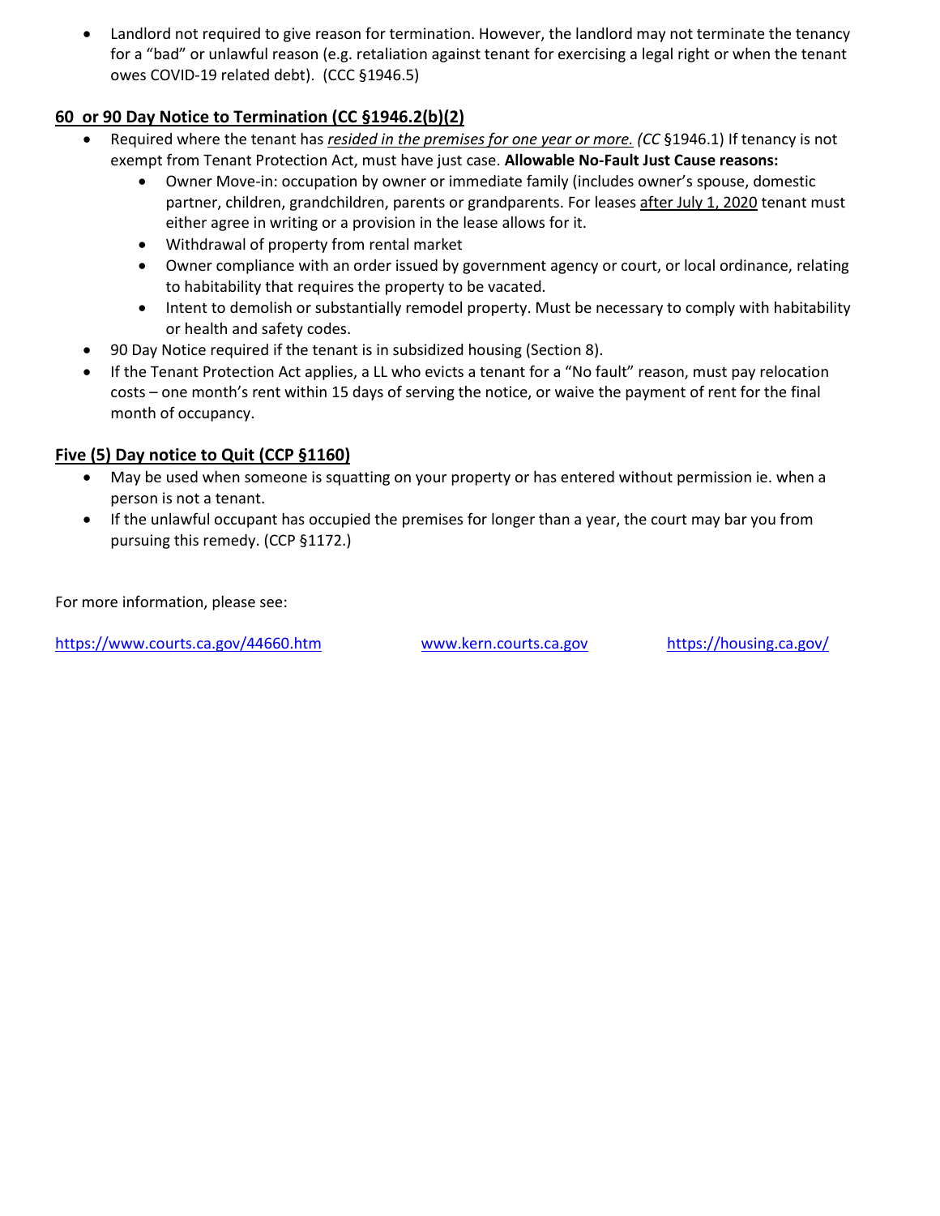- Landlord not required to give reason for termination. However, the landlord may not terminate the tenancy for a "bad" or unlawful reason (e.g. retaliation against tenant for exercising a legal right or when the tenant owes COVID-19 related debt). (CCC §1946.5)

## <u>60 or 90 Day Notice to Termination (CC §1946.2(b)(2)</u>

- Required where the tenant has *<u>resided in the premises for one year or more.</u> (CC* §1946.1) If tenancy is not exempt from Tenant Protection Act, must have just case. **Allowable No-Fault Just Cause reasons:**
  - Owner Move-in: occupation by owner or immediate family (includes owner's spouse, domestic partner, children, grandchildren, parents or grandparents. For leases <u>after July 1, 2020</u> tenant must either agree in writing or a provision in the lease allows for it.
  - Withdrawal of property from rental market
  - Owner compliance with an order issued by government agency or court, or local ordinance, relating to habitability that requires the property to be vacated.
  - Intent to demolish or substantially remodel property. Must be necessary to comply with habitability or health and safety codes.
- 90 Day Notice required if the tenant is in subsidized housing (Section 8).
- If the Tenant Protection Act applies, a LL who evicts a tenant for a "No fault" reason, must pay relocation costs – one month's rent within 15 days of serving the notice, or waive the payment of rent for the final month of occupancy.

## <u>Five (5) Day notice to Quit (CCP §1160)</u>

- May be used when someone is squatting on your property or has entered without permission ie. when a person is not a tenant.
- If the unlawful occupant has occupied the premises for longer than a year, the court may bar you from pursuing this remedy. (CCP §1172.)

For more information, please see:

https://www.courts.ca.gov/44660.htm www.kern.courts.ca.gov https://housing.ca.gov/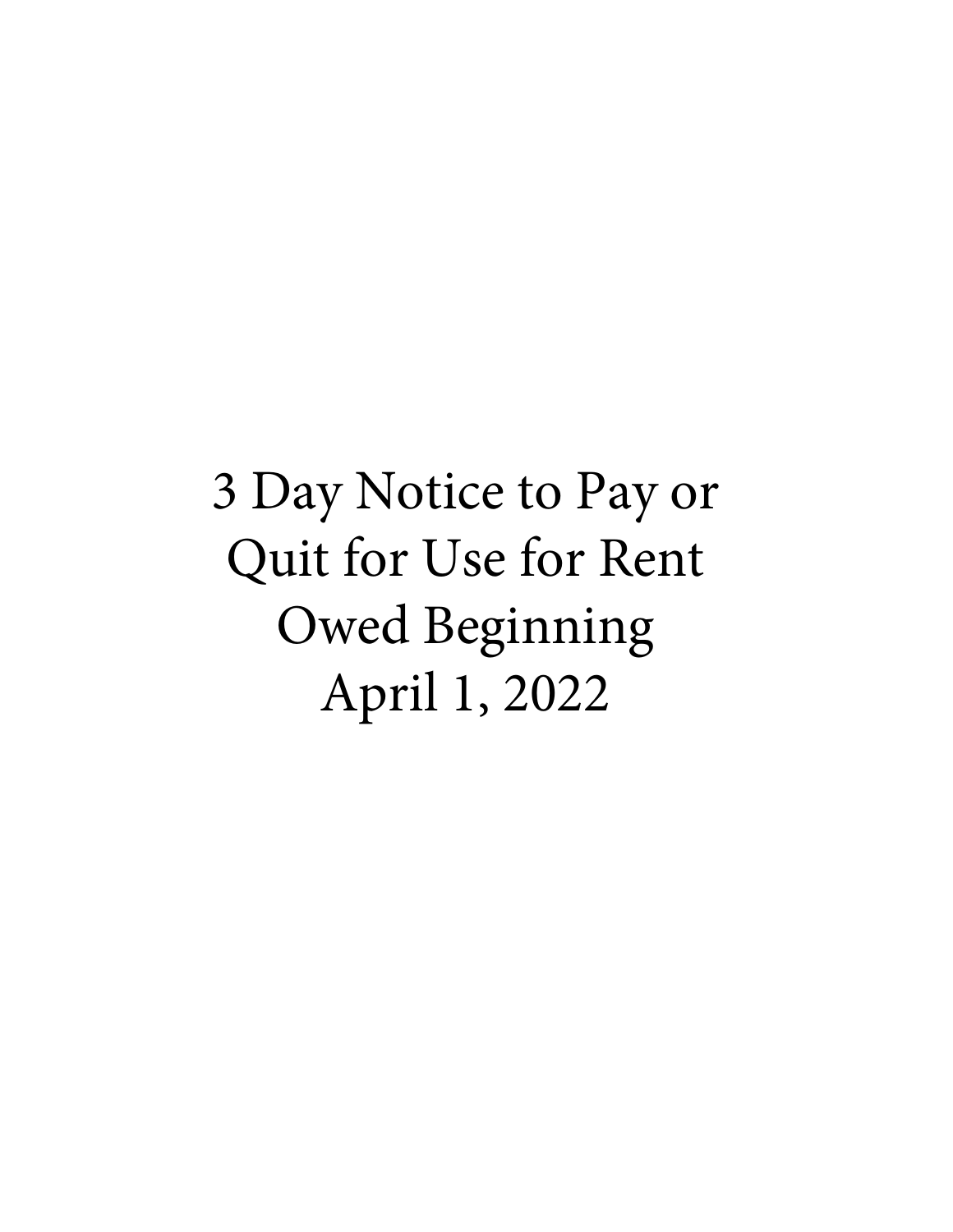# 3 Day Notice to Pay or Quit for Use for Rent Owed Beginning April 1, 2022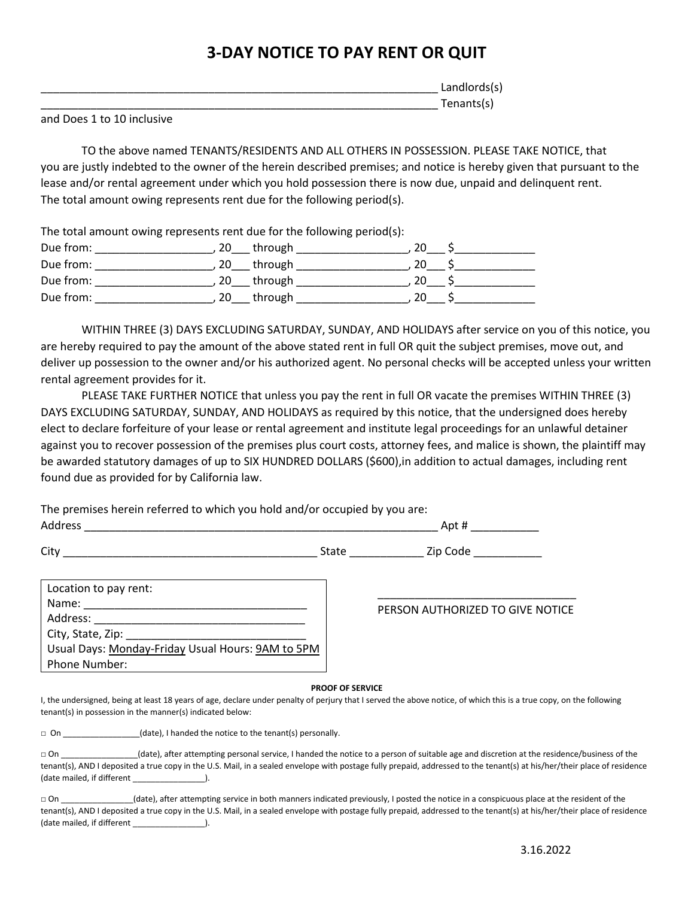# 3-DAY NOTICE TO PAY RENT OR QUIT

_________________________________________________________________ Landlords(s)
_________________________________________________________________ Tenants(s)
and Does 1 to 10 inclusive

TO the above named TENANTS/RESIDENTS AND ALL OTHERS IN POSSESSION. PLEASE TAKE NOTICE, that you are justly indebted to the owner of the herein described premises; and notice is hereby given that pursuant to the lease and/or rental agreement under which you hold possession there is now due, unpaid and delinquent rent. The total amount owing represents rent due for the following period(s).

The total amount owing represents rent due for the following period(s):

Due from: ___________________, 20___ through __________________, 20___ $_____________
Due from: ___________________, 20___ through __________________, 20___ $_____________
Due from: ___________________, 20___ through __________________, 20___ $_____________
Due from: ___________________, 20___ through __________________, 20___ $_____________

WITHIN THREE (3) DAYS EXCLUDING SATURDAY, SUNDAY, AND HOLIDAYS after service on you of this notice, you are hereby required to pay the amount of the above stated rent in full OR quit the subject premises, move out, and deliver up possession to the owner and/or his authorized agent. No personal checks will be accepted unless your written rental agreement provides for it.

PLEASE TAKE FURTHER NOTICE that unless you pay the rent in full OR vacate the premises WITHIN THREE (3) DAYS EXCLUDING SATURDAY, SUNDAY, AND HOLIDAYS as required by this notice, that the undersigned does hereby elect to declare forfeiture of your lease or rental agreement and institute legal proceedings for an unlawful detainer against you to recover possession of the premises plus court costs, attorney fees, and malice is shown, the plaintiff may be awarded statutory damages of up to SIX HUNDRED DOLLARS ($600),in addition to actual damages, including rent found due as provided for by California law.

The premises herein referred to which you hold and/or occupied by you are:
Address ____________________________________________________________ Apt # ___________

City __________________________________________ State ____________ Zip Code ___________

Location to pay rent:
Name: _____________________________________
Address: ___________________________________
City, State, Zip: ______________________________
Usual Days: Monday-Friday Usual Hours: 9AM to 5PM
Phone Number:

________________________________
PERSON AUTHORIZED TO GIVE NOTICE

**PROOF OF SERVICE**

I, the undersigned, being at least 18 years of age, declare under penalty of perjury that I served the above notice, of which this is a true copy, on the following tenant(s) in possession in the manner(s) indicated below:

□ On ________________(date), I handed the notice to the tenant(s) personally.

□ On ________________(date), after attempting personal service, I handed the notice to a person of suitable age and discretion at the residence/business of the tenant(s), AND I deposited a true copy in the U.S. Mail, in a sealed envelope with postage fully prepaid, addressed to the tenant(s) at his/her/their place of residence (date mailed, if different ________________).

□ On ________________(date), after attempting service in both manners indicated previously, I posted the notice in a conspicuous place at the resident of the tenant(s), AND I deposited a true copy in the U.S. Mail, in a sealed envelope with postage fully prepaid, addressed to the tenant(s) at his/her/their place of residence (date mailed, if different ________________).

3.16.2022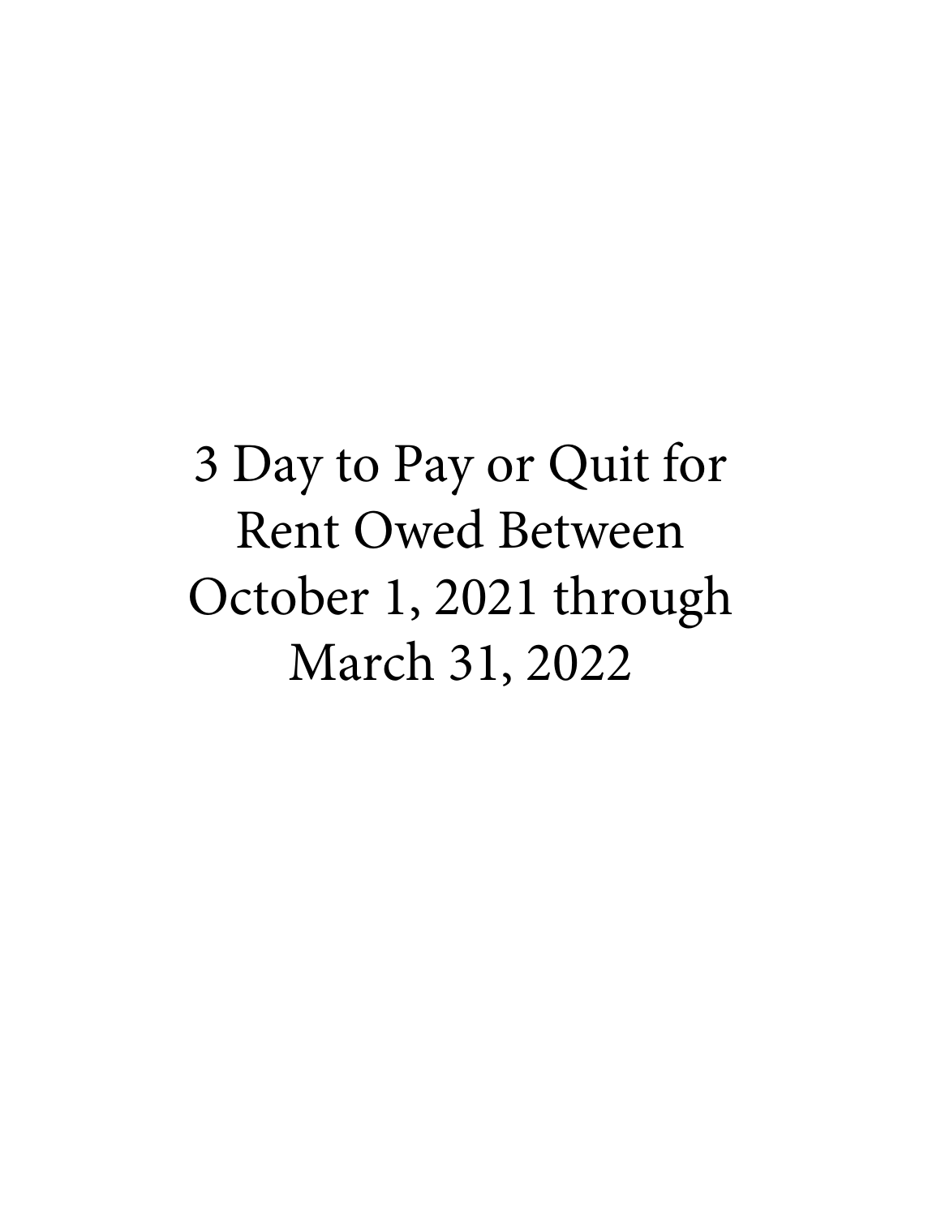# 3 Day to Pay or Quit for Rent Owed Between October 1, 2021 through March 31, 2022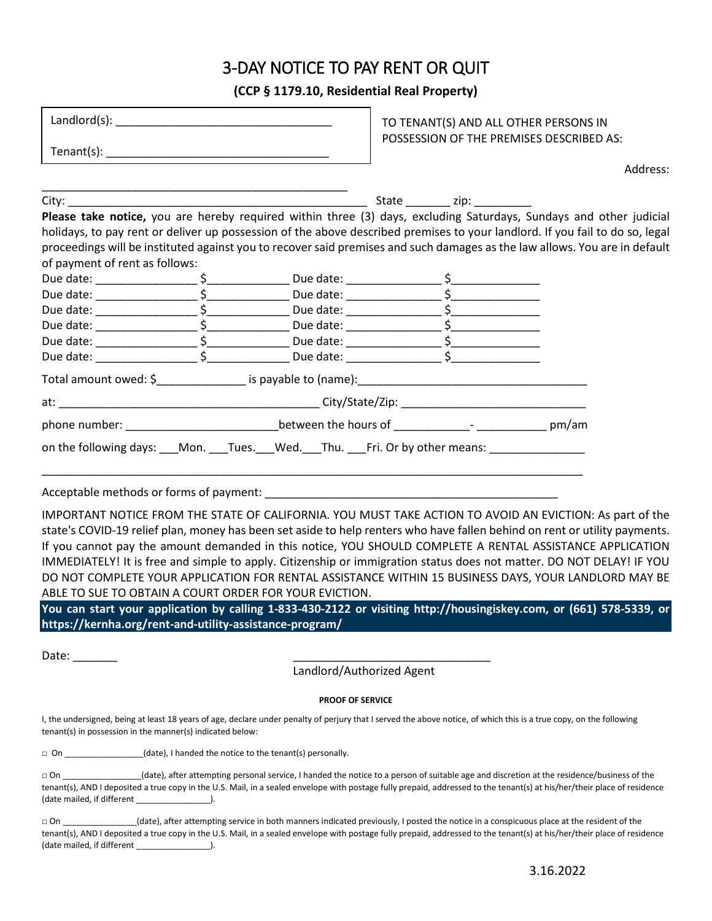# 3-DAY NOTICE TO PAY RENT OR QUIT

**(CCP § 1179.10, Residential Real Property)**

Landlord(s): ___________________________________

Tenant(s): ____________________________________

TO TENANT(S) AND ALL OTHER PERSONS IN POSSESSION OF THE PREMISES DESCRIBED AS:

Address: ___________________________________________________

City: __________________________________________________ State _______ zip: _________

**Please take notice,** you are hereby required within three (3) days, excluding Saturdays, Sundays and other judicial holidays, to pay rent or deliver up possession of the above described premises to your landlord. If you fail to do so, legal proceedings will be instituted against you to recover said premises and such damages as the law allows. You are in default of payment of rent as follows:

Due date: ________________ $_____________ Due date: _______________ $______________
Due date: ________________ $_____________ Due date: _______________ $______________
Due date: ________________ $_____________ Due date: _______________ $______________
Due date: ________________ $_____________ Due date: _______________ $______________
Due date: ________________ $_____________ Due date: _______________ $______________
Due date: ________________ $_____________ Due date: _______________ $______________

Total amount owed: $______________ is payable to (name):____________________________________

at: __________________________________________ City/State/Zip: _____________________________

phone number: ________________________between the hours of ____________- ___________ pm/am

on the following days: ___Mon. ___Tues.___Wed.___Thu. ___Fri. Or by other means: _______________

________________________________________________________________________________________

Acceptable methods or forms of payment: ________________________________________________

IMPORTANT NOTICE FROM THE STATE OF CALIFORNIA. YOU MUST TAKE ACTION TO AVOID AN EVICTION: As part of the state's COVID-19 relief plan, money has been set aside to help renters who have fallen behind on rent or utility payments. If you cannot pay the amount demanded in this notice, YOU SHOULD COMPLETE A RENTAL ASSISTANCE APPLICATION IMMEDIATELY! It is free and simple to apply. Citizenship or immigration status does not matter. DO NOT DELAY! IF YOU DO NOT COMPLETE YOUR APPLICATION FOR RENTAL ASSISTANCE WITHIN 15 BUSINESS DAYS, YOUR LANDLORD MAY BE ABLE TO SUE TO OBTAIN A COURT ORDER FOR YOUR EVICTION.

**You can start your application by calling 1-833-430-2122 or visiting http://housingiskey.com, or (661) 578-5339, or https://kernha.org/rent-and-utility-assistance-program/**

Date: _______ ________________________________

Landlord/Authorized Agent

**PROOF OF SERVICE**

I, the undersigned, being at least 18 years of age, declare under penalty of perjury that I served the above notice, of which this is a true copy, on the following tenant(s) in possession in the manner(s) indicated below:

□ On _________________(date), I handed the notice to the tenant(s) personally.

□ On _________________(date), after attempting personal service, I handed the notice to a person of suitable age and discretion at the residence/business of the tenant(s), AND I deposited a true copy in the U.S. Mail, in a sealed envelope with postage fully prepaid, addressed to the tenant(s) at his/her/their place of residence (date mailed, if different ________________).

□ On ________________(date), after attempting service in both manners indicated previously, I posted the notice in a conspicuous place at the resident of the tenant(s), AND I deposited a true copy in the U.S. Mail, in a sealed envelope with postage fully prepaid, addressed to the tenant(s) at his/her/their place of residence (date mailed, if different ________________).

3.16.2022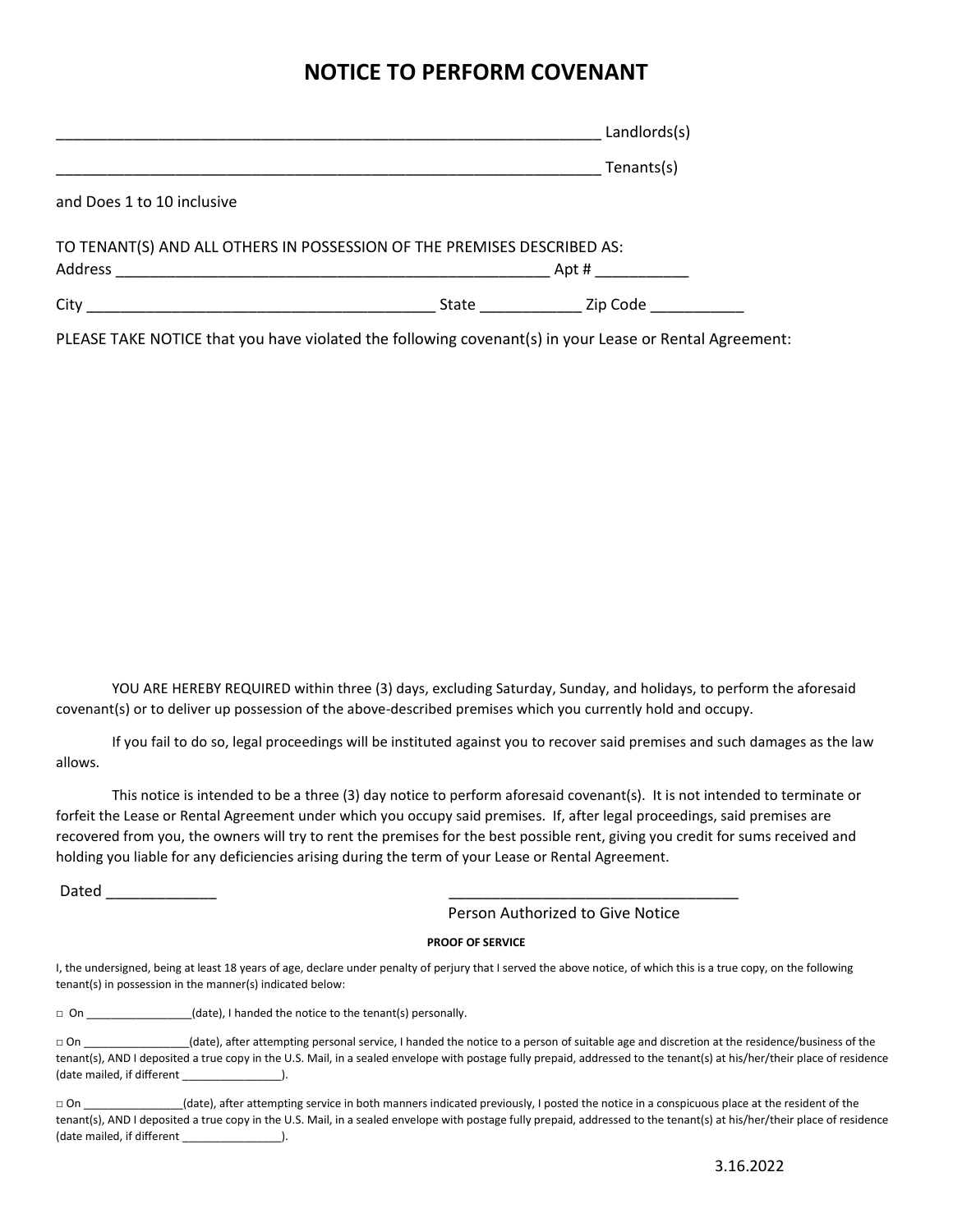# NOTICE TO PERFORM COVENANT

_________________________________________________________________ Landlords(s)

_________________________________________________________________ Tenants(s)

and Does 1 to 10 inclusive

TO TENANT(S) AND ALL OTHERS IN POSSESSION OF THE PREMISES DESCRIBED AS:
Address ____________________________________________________ Apt # ___________

City __________________________________________ State ____________ Zip Code ___________

PLEASE TAKE NOTICE that you have violated the following covenant(s) in your Lease or Rental Agreement:

YOU ARE HEREBY REQUIRED within three (3) days, excluding Saturday, Sunday, and holidays, to perform the aforesaid covenant(s) or to deliver up possession of the above-described premises which you currently hold and occupy.

If you fail to do so, legal proceedings will be instituted against you to recover said premises and such damages as the law allows.

This notice is intended to be a three (3) day notice to perform aforesaid covenant(s). It is not intended to terminate or forfeit the Lease or Rental Agreement under which you occupy said premises. If, after legal proceedings, said premises are recovered from you, the owners will try to rent the premises for the best possible rent, giving you credit for sums received and holding you liable for any deficiencies arising during the term of your Lease or Rental Agreement.

Dated _____________ &nbsp;&nbsp;&nbsp;&nbsp; ___________________________________
Person Authorized to Give Notice

**PROOF OF SERVICE**

I, the undersigned, being at least 18 years of age, declare under penalty of perjury that I served the above notice, of which this is a true copy, on the following tenant(s) in possession in the manner(s) indicated below:

□ On _________________(date), I handed the notice to the tenant(s) personally.

□ On _________________(date), after attempting personal service, I handed the notice to a person of suitable age and discretion at the residence/business of the tenant(s), AND I deposited a true copy in the U.S. Mail, in a sealed envelope with postage fully prepaid, addressed to the tenant(s) at his/her/their place of residence (date mailed, if different ________________).

□ On ________________(date), after attempting service in both manners indicated previously, I posted the notice in a conspicuous place at the resident of the tenant(s), AND I deposited a true copy in the U.S. Mail, in a sealed envelope with postage fully prepaid, addressed to the tenant(s) at his/her/their place of residence (date mailed, if different ________________).

3.16.2022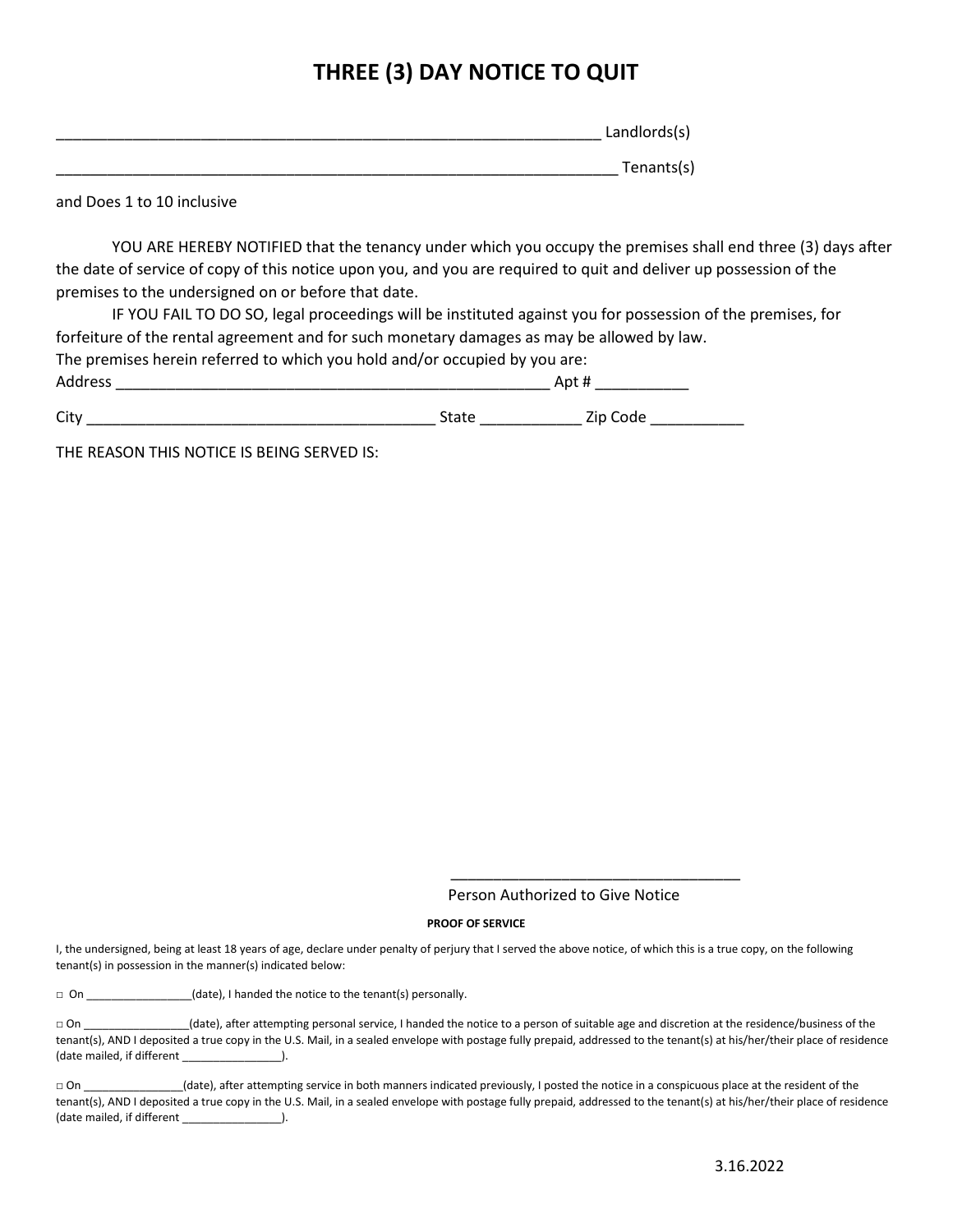# THREE (3) DAY NOTICE TO QUIT

_________________________________________________________________ Landlords(s)

___________________________________________________________________ Tenants(s)

and Does 1 to 10 inclusive

YOU ARE HEREBY NOTIFIED that the tenancy under which you occupy the premises shall end three (3) days after the date of service of copy of this notice upon you, and you are required to quit and deliver up possession of the premises to the undersigned on or before that date.

IF YOU FAIL TO DO SO, legal proceedings will be instituted against you for possession of the premises, for forfeiture of the rental agreement and for such monetary damages as may be allowed by law.

The premises herein referred to which you hold and/or occupied by you are:

Address ____________________________________________________ Apt # ___________

City _________________________________________ State ____________ Zip Code ___________

THE REASON THIS NOTICE IS BEING SERVED IS:

___________________________________

Person Authorized to Give Notice

**PROOF OF SERVICE**

I, the undersigned, being at least 18 years of age, declare under penalty of perjury that I served the above notice, of which this is a true copy, on the following tenant(s) in possession in the manner(s) indicated below:

□ On _________________(date), I handed the notice to the tenant(s) personally.

□ On _________________(date), after attempting personal service, I handed the notice to a person of suitable age and discretion at the residence/business of the tenant(s), AND I deposited a true copy in the U.S. Mail, in a sealed envelope with postage fully prepaid, addressed to the tenant(s) at his/her/their place of residence (date mailed, if different ________________).

□ On ________________(date), after attempting service in both manners indicated previously, I posted the notice in a conspicuous place at the resident of the tenant(s), AND I deposited a true copy in the U.S. Mail, in a sealed envelope with postage fully prepaid, addressed to the tenant(s) at his/her/their place of residence (date mailed, if different ________________).

3.16.2022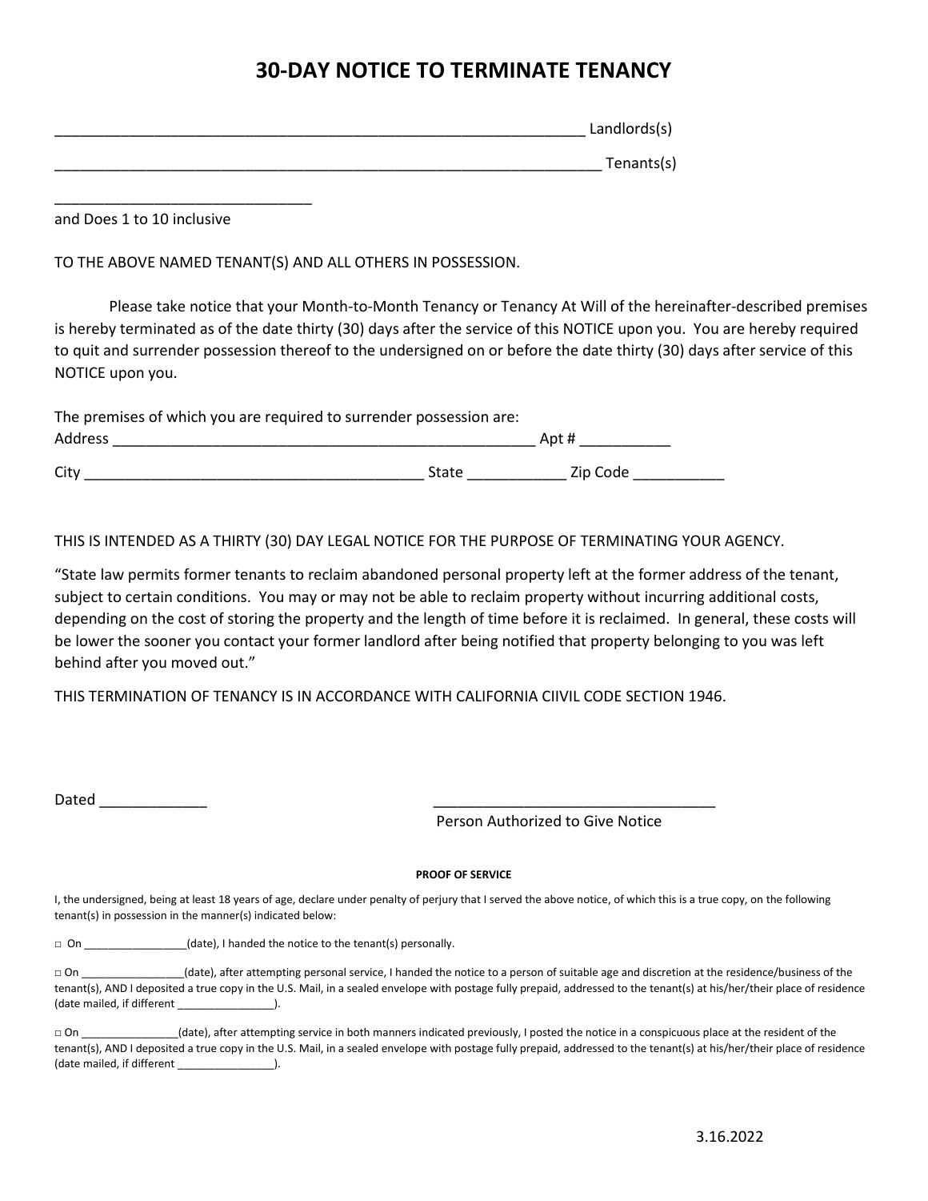# 30-DAY NOTICE TO TERMINATE TENANCY

_________________________________________________________________ Landlords(s)

___________________________________________________________________ Tenants(s)

_______________________________

and Does 1 to 10 inclusive

TO THE ABOVE NAMED TENANT(S) AND ALL OTHERS IN POSSESSION.

Please take notice that your Month-to-Month Tenancy or Tenancy At Will of the hereinafter-described premises is hereby terminated as of the date thirty (30) days after the service of this NOTICE upon you. You are hereby required to quit and surrender possession thereof to the undersigned on or before the date thirty (30) days after service of this NOTICE upon you.

The premises of which you are required to surrender possession are:

Address ____________________________________________________ Apt # ___________

City _________________________________________ State ____________ Zip Code ___________

THIS IS INTENDED AS A THIRTY (30) DAY LEGAL NOTICE FOR THE PURPOSE OF TERMINATING YOUR AGENCY.

"State law permits former tenants to reclaim abandoned personal property left at the former address of the tenant, subject to certain conditions. You may or may not be able to reclaim property without incurring additional costs, depending on the cost of storing the property and the length of time before it is reclaimed. In general, these costs will be lower the sooner you contact your former landlord after being notified that property belonging to you was left behind after you moved out."

THIS TERMINATION OF TENANCY IS IN ACCORDANCE WITH CALIFORNIA CIIVIL CODE SECTION 1946.

Dated _____________

__________________________________

Person Authorized to Give Notice

**PROOF OF SERVICE**

I, the undersigned, being at least 18 years of age, declare under penalty of perjury that I served the above notice, of which this is a true copy, on the following tenant(s) in possession in the manner(s) indicated below:

□ On _________________(date), I handed the notice to the tenant(s) personally.

□ On _________________(date), after attempting personal service, I handed the notice to a person of suitable age and discretion at the residence/business of the tenant(s), AND I deposited a true copy in the U.S. Mail, in a sealed envelope with postage fully prepaid, addressed to the tenant(s) at his/her/their place of residence (date mailed, if different ________________).

□ On ________________(date), after attempting service in both manners indicated previously, I posted the notice in a conspicuous place at the resident of the tenant(s), AND I deposited a true copy in the U.S. Mail, in a sealed envelope with postage fully prepaid, addressed to the tenant(s) at his/her/their place of residence (date mailed, if different ________________).

3.16.2022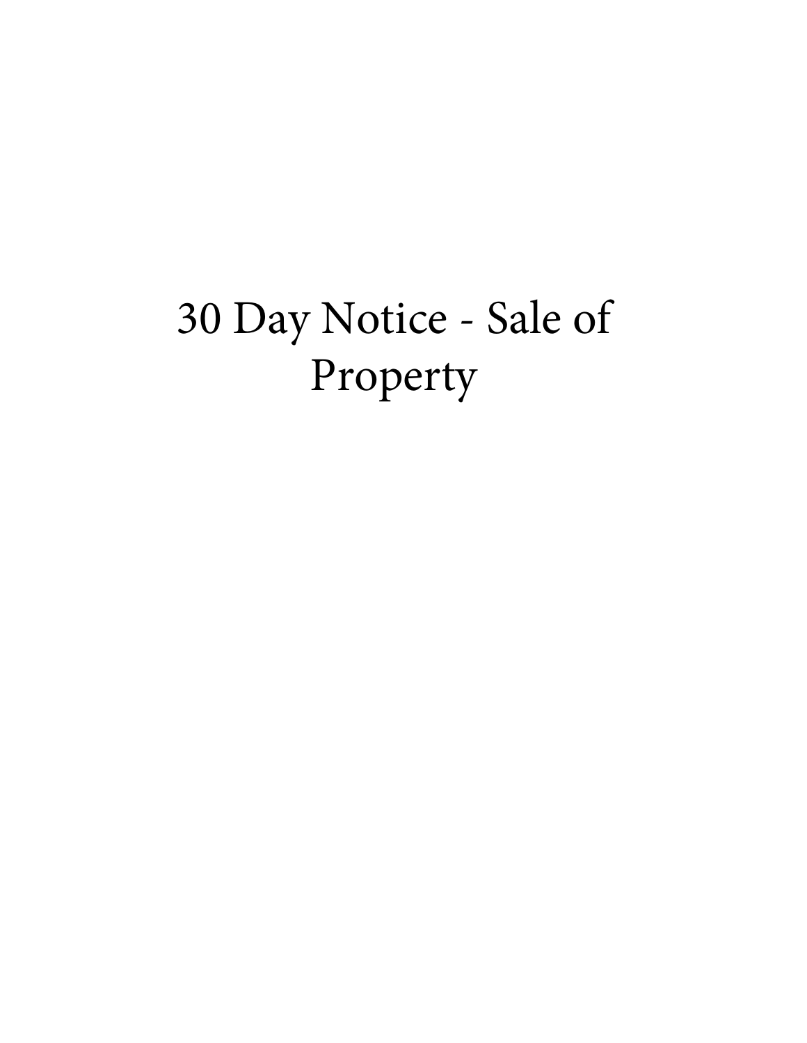# 30 Day Notice - Sale of Property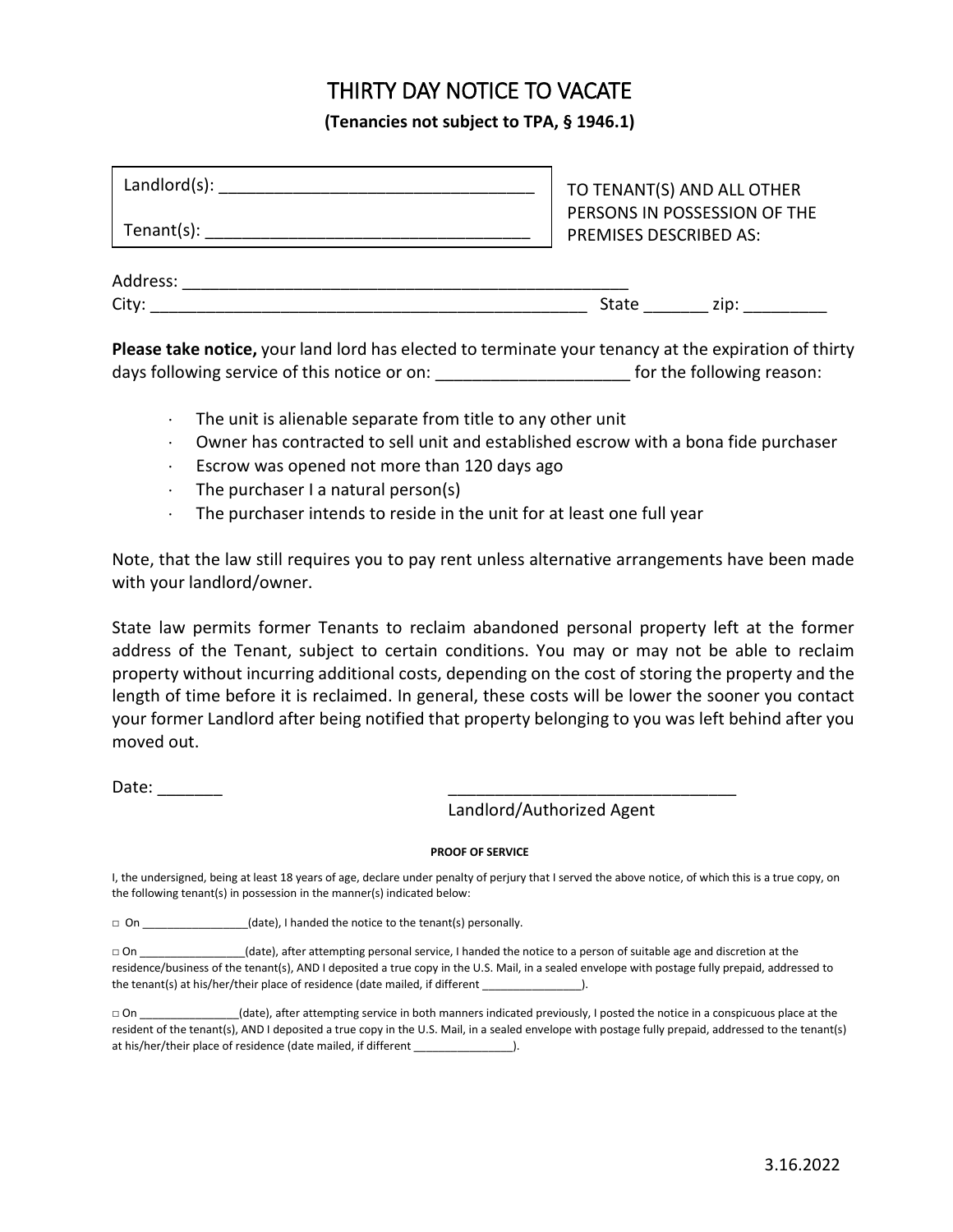# THIRTY DAY NOTICE TO VACATE

**(Tenancies not subject to TPA, § 1946.1)**

Landlord(s): ___________________________________

Tenant(s): ____________________________________

TO TENANT(S) AND ALL OTHER PERSONS IN POSSESSION OF THE PREMISES DESCRIBED AS:

Address: __________________________________________________

City: __________________________________________________ State _______ zip: _________

**Please take notice,** your land lord has elected to terminate your tenancy at the expiration of thirty days following service of this notice or on: ____________________ for the following reason:

- The unit is alienable separate from title to any other unit
- Owner has contracted to sell unit and established escrow with a bona fide purchaser
- Escrow was opened not more than 120 days ago
- The purchaser I a natural person(s)
- The purchaser intends to reside in the unit for at least one full year

Note, that the law still requires you to pay rent unless alternative arrangements have been made with your landlord/owner.

State law permits former Tenants to reclaim abandoned personal property left at the former address of the Tenant, subject to certain conditions. You may or may not be able to reclaim property without incurring additional costs, depending on the cost of storing the property and the length of time before it is reclaimed. In general, these costs will be lower the sooner you contact your former Landlord after being notified that property belonging to you was left behind after you moved out.

Date: _______

________________________________
Landlord/Authorized Agent

**PROOF OF SERVICE**

I, the undersigned, being at least 18 years of age, declare under penalty of perjury that I served the above notice, of which this is a true copy, on the following tenant(s) in possession in the manner(s) indicated below:

□ On ________________(date), I handed the notice to the tenant(s) personally.

□ On ________________(date), after attempting personal service, I handed the notice to a person of suitable age and discretion at the residence/business of the tenant(s), AND I deposited a true copy in the U.S. Mail, in a sealed envelope with postage fully prepaid, addressed to the tenant(s) at his/her/their place of residence (date mailed, if different _______________).

□ On _______________(date), after attempting service in both manners indicated previously, I posted the notice in a conspicuous place at the resident of the tenant(s), AND I deposited a true copy in the U.S. Mail, in a sealed envelope with postage fully prepaid, addressed to the tenant(s) at his/her/their place of residence (date mailed, if different _______________).

3.16.2022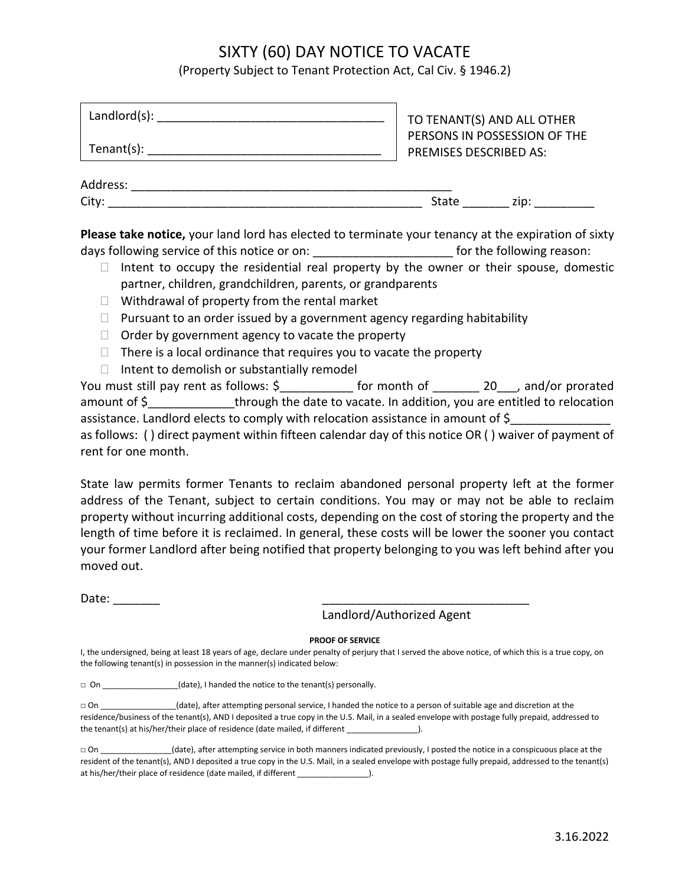# SIXTY (60) DAY NOTICE TO VACATE

(Property Subject to Tenant Protection Act, Cal Civ. § 1946.2)

Landlord(s): ___________________________________

Tenant(s): ____________________________________

TO TENANT(S) AND ALL OTHER PERSONS IN POSSESSION OF THE PREMISES DESCRIBED AS:

Address: _________________________________________________

City: _________________________________________________ State _______ zip: _________

**Please take notice,** your land lord has elected to terminate your tenancy at the expiration of sixty days following service of this notice or on: ____________________ for the following reason:

- ☐ Intent to occupy the residential real property by the owner or their spouse, domestic partner, children, grandchildren, parents, or grandparents
- ☐ Withdrawal of property from the rental market
- ☐ Pursuant to an order issued by a government agency regarding habitability
- ☐ Order by government agency to vacate the property
- ☐ There is a local ordinance that requires you to vacate the property
- ☐ Intent to demolish or substantially remodel

You must still pay rent as follows: $___________ for month of _______ 20___, and/or prorated amount of $_____________through the date to vacate. In addition, you are entitled to relocation assistance. Landlord elects to comply with relocation assistance in amount of $______________ as follows: ( ) direct payment within fifteen calendar day of this notice OR ( ) waiver of payment of rent for one month.

State law permits former Tenants to reclaim abandoned personal property left at the former address of the Tenant, subject to certain conditions. You may or may not be able to reclaim property without incurring additional costs, depending on the cost of storing the property and the length of time before it is reclaimed. In general, these costs will be lower the sooner you contact your former Landlord after being notified that property belonging to you was left behind after you moved out.

Date: _______

_______________________________
Landlord/Authorized Agent

**PROOF OF SERVICE**

I, the undersigned, being at least 18 years of age, declare under penalty of perjury that I served the above notice, of which this is a true copy, on the following tenant(s) in possession in the manner(s) indicated below:

□ On ________________(date), I handed the notice to the tenant(s) personally.

□ On ________________(date), after attempting personal service, I handed the notice to a person of suitable age and discretion at the residence/business of the tenant(s), AND I deposited a true copy in the U.S. Mail, in a sealed envelope with postage fully prepaid, addressed to the tenant(s) at his/her/their place of residence (date mailed, if different ________________).

□ On ________________(date), after attempting service in both manners indicated previously, I posted the notice in a conspicuous place at the resident of the tenant(s), AND I deposited a true copy in the U.S. Mail, in a sealed envelope with postage fully prepaid, addressed to the tenant(s) at his/her/their place of residence (date mailed, if different ________________).

3.16.2022